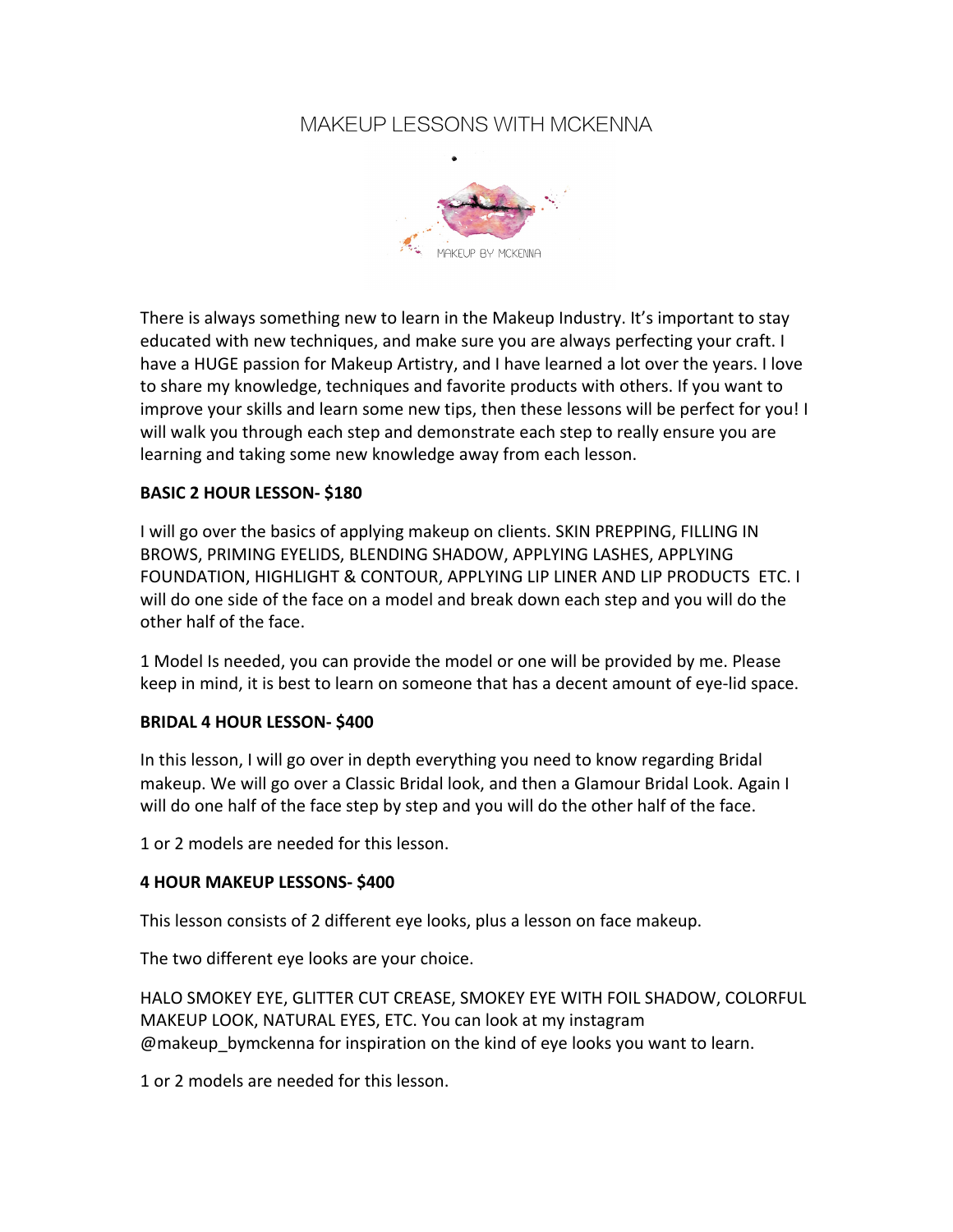# MAKEUP LESSONS WITH MCKENNA

There is always something new to learn in the Makeup Industry. It's important to stay educated with new techniques, and make sure you are always perfecting your craft. I have a HUGE passion for Makeup Artistry, and I have learned a lot over the years. I love to share my knowledge, techniques and favorite products with others. If you want to improve your skills and learn some new tips, then these lessons will be perfect for you! I will walk you through each step and demonstrate each step to really ensure you are learning and taking some new knowledge away from each lesson.

**BASIC 2 HOUR LESSON- $180**

I will go over the basics of applying makeup on clients. SKIN PREPPING, FILLING IN BROWS, PRIMING EYELIDS, BLENDING SHADOW, APPLYING LASHES, APPLYING FOUNDATION, HIGHLIGHT & CONTOUR, APPLYING LIP LINER AND LIP PRODUCTS ETC. I will do one side of the face on a model and break down each step and you will do the other half of the face.

1 Model Is needed, you can provide the model or one will be provided by me. Please keep in mind, it is best to learn on someone that has a decent amount of eye-lid space.

**BRIDAL 4 HOUR LESSON- $400**

In this lesson, I will go over in depth everything you need to know regarding Bridal makeup. We will go over a Classic Bridal look, and then a Glamour Bridal Look. Again I will do one half of the face step by step and you will do the other half of the face.

1 or 2 models are needed for this lesson.

**4 HOUR MAKEUP LESSONS- $400**

This lesson consists of 2 different eye looks, plus a lesson on face makeup.

The two different eye looks are your choice.

HALO SMOKEY EYE, GLITTER CUT CREASE, SMOKEY EYE WITH FOIL SHADOW, COLORFUL MAKEUP LOOK, NATURAL EYES, ETC. You can look at my instagram @makeup_bymckenna for inspiration on the kind of eye looks you want to learn.

1 or 2 models are needed for this lesson.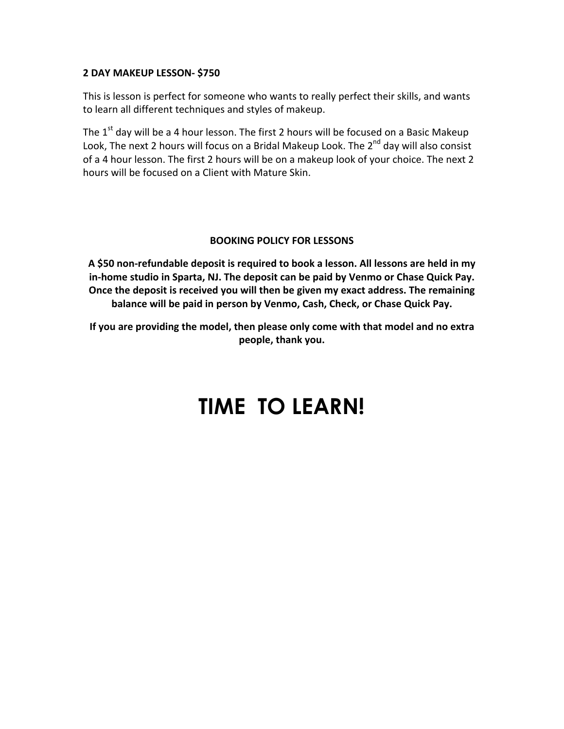**2 DAY MAKEUP LESSON- $750**

This is lesson is perfect for someone who wants to really perfect their skills, and wants to learn all different techniques and styles of makeup.

The 1st day will be a 4 hour lesson. The first 2 hours will be focused on a Basic Makeup Look, The next 2 hours will focus on a Bridal Makeup Look. The 2nd day will also consist of a 4 hour lesson. The first 2 hours will be on a makeup look of your choice. The next 2 hours will be focused on a Client with Mature Skin.

**BOOKING POLICY FOR LESSONS**

**A $50 non-refundable deposit is required to book a lesson. All lessons are held in my in-home studio in Sparta, NJ. The deposit can be paid by Venmo or Chase Quick Pay. Once the deposit is received you will then be given my exact address. The remaining balance will be paid in person by Venmo, Cash, Check, or Chase Quick Pay.**

**If you are providing the model, then please only come with that model and no extra people, thank you.**

# TIME TO LEARN!